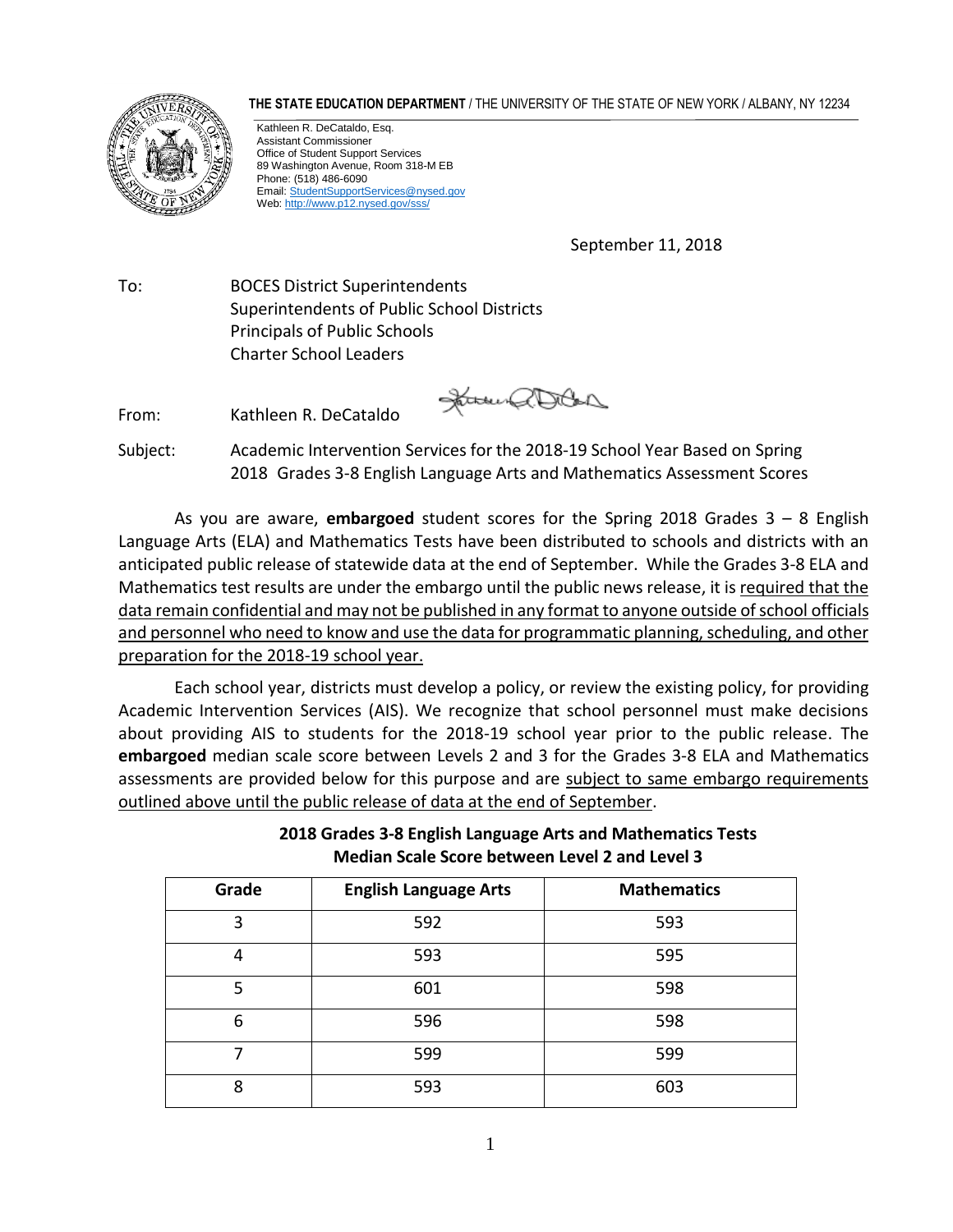**THE STATE EDUCATION DEPARTMENT** / THE UNIVERSITY OF THE STATE OF NEW YORK / ALBANY, NY 12234

Kathleen R. DeCataldo, Esq.
Assistant Commissioner
Office of Student Support Services
89 Washington Avenue, Room 318-M EB
Phone: (518) 486-6090
Email: StudentSupportServices@nysed.gov
Web: http://www.p12.nysed.gov/sss/

September 11, 2018

To: BOCES District Superintendents
Superintendents of Public School Districts
Principals of Public Schools
Charter School Leaders

From: Kathleen R. DeCataldo

Subject: Academic Intervention Services for the 2018-19 School Year Based on Spring 2018 Grades 3-8 English Language Arts and Mathematics Assessment Scores

As you are aware, **embargoed** student scores for the Spring 2018 Grades 3 – 8 English Language Arts (ELA) and Mathematics Tests have been distributed to schools and districts with an anticipated public release of statewide data at the end of September. While the Grades 3-8 ELA and Mathematics test results are under the embargo until the public news release, it is <u>required that the data remain confidential and may not be published in any format to anyone outside of school officials and personnel who need to know and use the data for programmatic planning, scheduling, and other preparation for the 2018-19 school year.</u>

Each school year, districts must develop a policy, or review the existing policy, for providing Academic Intervention Services (AIS). We recognize that school personnel must make decisions about providing AIS to students for the 2018-19 school year prior to the public release. The **embargoed** median scale score between Levels 2 and 3 for the Grades 3-8 ELA and Mathematics assessments are provided below for this purpose and are <u>subject to same embargo requirements outlined above until the public release of data at the end of September</u>.

**2018 Grades 3-8 English Language Arts and Mathematics Tests
Median Scale Score between Level 2 and Level 3**

| Grade | English Language Arts | Mathematics |
|---|---|---|
| 3 | 592 | 593 |
| 4 | 593 | 595 |
| 5 | 601 | 598 |
| 6 | 596 | 598 |
| 7 | 599 | 599 |
| 8 | 593 | 603 |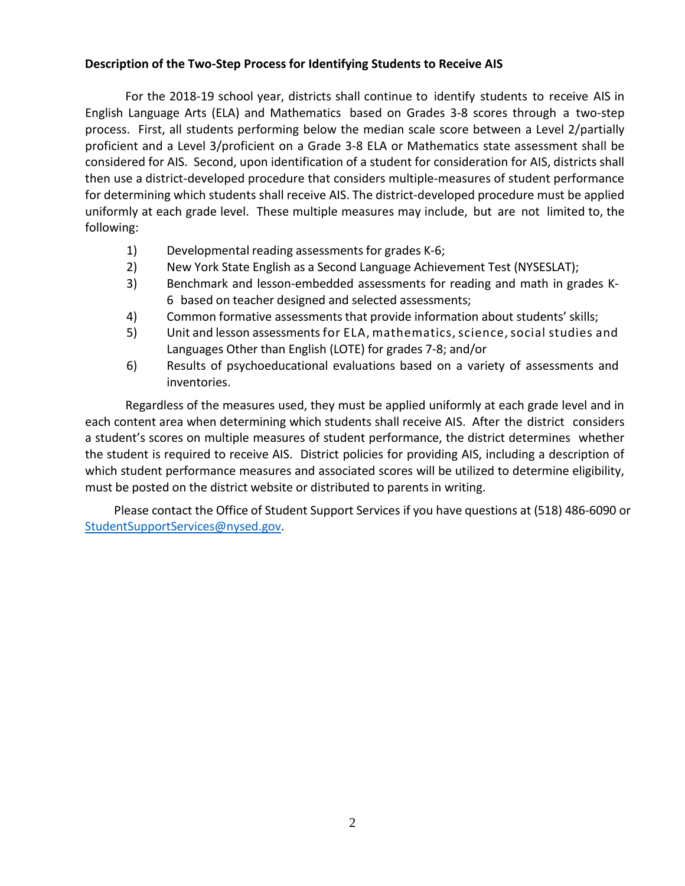**Description of the Two-Step Process for Identifying Students to Receive AIS**

For the 2018-19 school year, districts shall continue to identify students to receive AIS in English Language Arts (ELA) and Mathematics based on Grades 3-8 scores through a two-step process. First, all students performing below the median scale score between a Level 2/partially proficient and a Level 3/proficient on a Grade 3-8 ELA or Mathematics state assessment shall be considered for AIS. Second, upon identification of a student for consideration for AIS, districts shall then use a district-developed procedure that considers multiple-measures of student performance for determining which students shall receive AIS. The district-developed procedure must be applied uniformly at each grade level. These multiple measures may include, but are not limited to, the following:

1) Developmental reading assessments for grades K-6;
2) New York State English as a Second Language Achievement Test (NYSESLAT);
3) Benchmark and lesson-embedded assessments for reading and math in grades K-6 based on teacher designed and selected assessments;
4) Common formative assessments that provide information about students' skills;
5) Unit and lesson assessments for ELA, mathematics, science, social studies and Languages Other than English (LOTE) for grades 7-8; and/or
6) Results of psychoeducational evaluations based on a variety of assessments and inventories.

Regardless of the measures used, they must be applied uniformly at each grade level and in each content area when determining which students shall receive AIS. After the district considers a student's scores on multiple measures of student performance, the district determines whether the student is required to receive AIS. District policies for providing AIS, including a description of which student performance measures and associated scores will be utilized to determine eligibility, must be posted on the district website or distributed to parents in writing.

Please contact the Office of Student Support Services if you have questions at (518) 486-6090 or StudentSupportServices@nysed.gov.